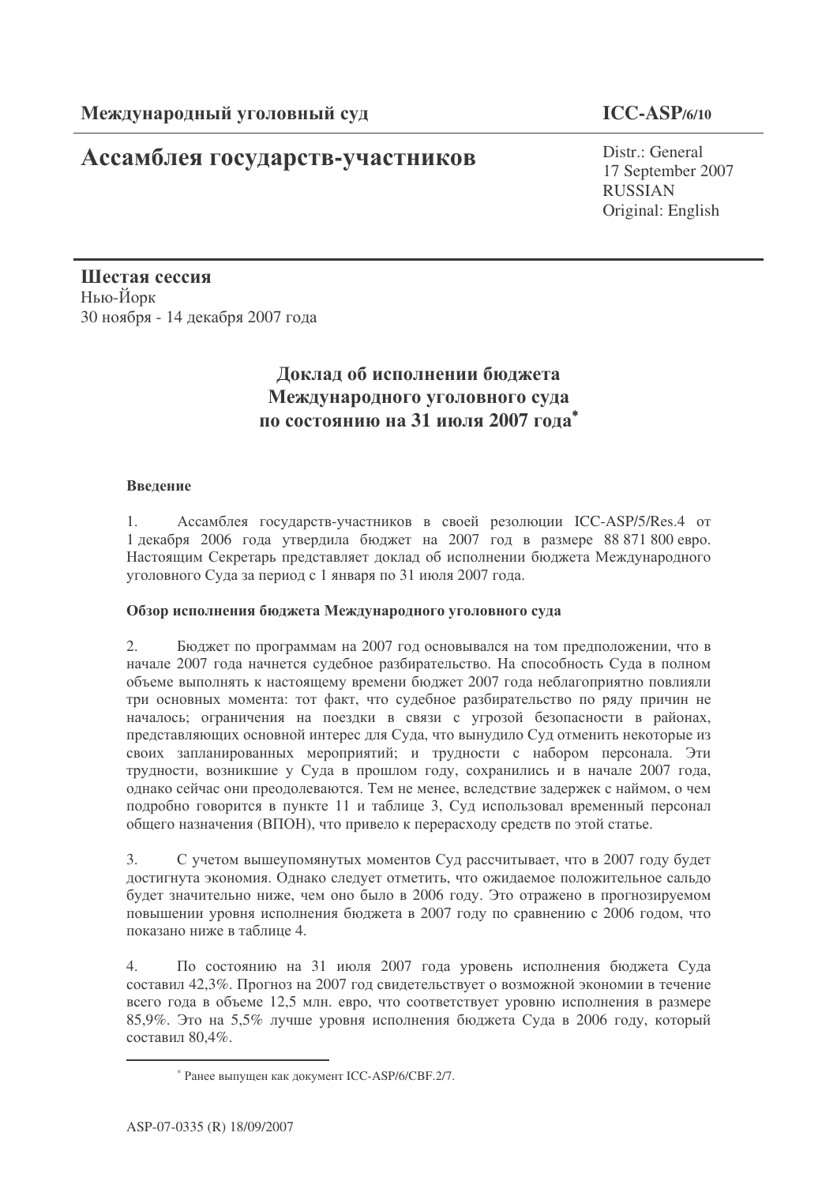**Международный уголовный суд**

**ICC-ASP/6/10**

# Ассамблея государств-участников

Distr.: General
17 September 2007
RUSSIAN
Original: English

**Шестая сессия**
Нью-Йорк
30 ноября - 14 декабря 2007 года

## Доклад об исполнении бюджета Международного уголовного суда по состоянию на 31 июля 2007 года*

### Введение

1. Ассамблея государств-участников в своей резолюции ICC-ASP/5/Res.4 от 1 декабря 2006 года утвердила бюджет на 2007 год в размере 88 871 800 евро. Настоящим Секретарь представляет доклад об исполнении бюджета Международного уголовного Суда за период с 1 января по 31 июля 2007 года.

### Обзор исполнения бюджета Международного уголовного суда

2. Бюджет по программам на 2007 год основывался на том предположении, что в начале 2007 года начнется судебное разбирательство. На способность Суда в полном объеме выполнять к настоящему времени бюджет 2007 года неблагоприятно повлияли три основных момента: тот факт, что судебное разбирательство по ряду причин не началось; ограничения на поездки в связи с угрозой безопасности в районах, представляющих основной интерес для Суда, что вынудило Суд отменить некоторые из своих запланированных мероприятий; и трудности с набором персонала. Эти трудности, возникшие у Суда в прошлом году, сохранились и в начале 2007 года, однако сейчас они преодолеваются. Тем не менее, вследствие задержек с наймом, о чем подробно говорится в пункте 11 и таблице 3, Суд использовал временный персонал общего назначения (ВПОН), что привело к перерасходу средств по этой статье.

3. С учетом вышеупомянутых моментов Суд рассчитывает, что в 2007 году будет достигнута экономия. Однако следует отметить, что ожидаемое положительное сальдо будет значительно ниже, чем оно было в 2006 году. Это отражено в прогнозируемом повышении уровня исполнения бюджета в 2007 году по сравнению с 2006 годом, что показано ниже в таблице 4.

4. По состоянию на 31 июля 2007 года уровень исполнения бюджета Суда составил 42,3%. Прогноз на 2007 год свидетельствует о возможной экономии в течение всего года в объеме 12,5 млн. евро, что соответствует уровню исполнения в размере 85,9%. Это на 5,5% лучше уровня исполнения бюджета Суда в 2006 году, который составил 80,4%.

---

* Ранее выпущен как документ ICC-ASP/6/CBF.2/7.

ASP-07-0335 (R) 18/09/2007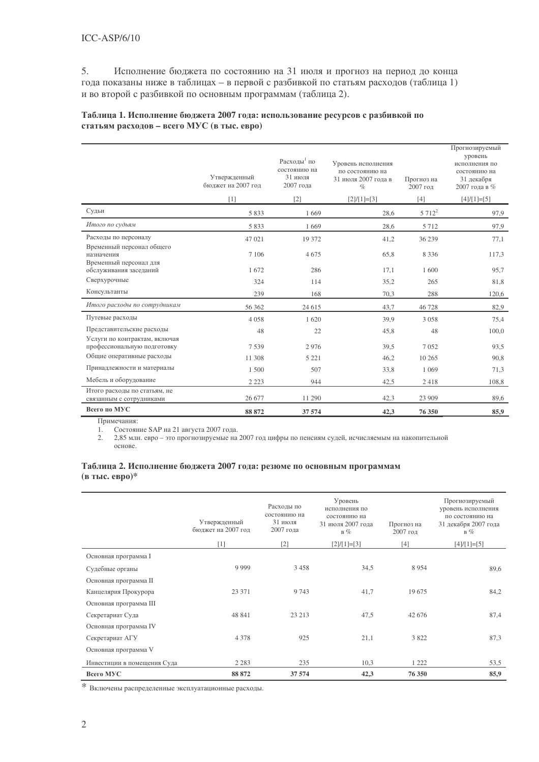5. Исполнение бюджета по состоянию на 31 июля и прогноз на период до конца года показаны ниже в таблицах – в первой с разбивкой по статьям расходов (таблица 1) и во второй с разбивкой по основным программам (таблица 2).

**Таблица 1. Исполнение бюджета 2007 года: использование ресурсов с разбивкой по статьям расходов – всего МУС (в тыс. евро)**

| | Утвержденный бюджет на 2007 год | Расходы[1] по состоянию на 31 июля 2007 года | Уровень исполнения по состоянию на 31 июля 2007 года в % | Прогноз на 2007 год | Прогнозируемый уровень исполнения по состоянию на 31 декабря 2007 года в % |
|---|---|---|---|---|---|
| | [1] | [2] | [2]/[1]=[3] | [4] | [4]/[1]=[5] |
| Судьи | 5 833 | 1 669 | 28,6 | 5 712[2] | 97,9 |
| *Итого по судьям* | 5 833 | 1 669 | 28,6 | 5 712 | 97,9 |
| Расходы по персоналу | 47 021 | 19 372 | 41,2 | 36 239 | 77,1 |
| Временный персонал общего назначения | 7 106 | 4 675 | 65,8 | 8 336 | 117,3 |
| Временный персонал для обслуживания заседаний | 1 672 | 286 | 17,1 | 1 600 | 95,7 |
| Сверхурочные | 324 | 114 | 35,2 | 265 | 81,8 |
| Консультанты | 239 | 168 | 70,3 | 288 | 120,6 |
| *Итого расходы по сотрудникам* | 56 362 | 24 615 | 43,7 | 46 728 | 82,9 |
| Путевые расходы | 4 058 | 1 620 | 39,9 | 3 058 | 75,4 |
| Представительские расходы | 48 | 22 | 45,8 | 48 | 100,0 |
| Услуги по контрактам, включая профессиональную подготовку | 7 539 | 2 976 | 39,5 | 7 052 | 93,5 |
| Общие оперативные расходы | 11 308 | 5 221 | 46,2 | 10 265 | 90,8 |
| Принадлежности и материалы | 1 500 | 507 | 33,8 | 1 069 | 71,3 |
| Мебель и оборудование | 2 223 | 944 | 42,5 | 2 418 | 108,8 |
| Итого расходы по статьям, не связанным с сотрудниками | 26 677 | 11 290 | 42,3 | 23 909 | 89,6 |
| **Всего по МУС** | **88 872** | **37 574** | **42,3** | **76 350** | **85,9** |

Примечания:
1. Состояние SAP на 21 августа 2007 года.
2. 2,85 млн. евро – это прогнозируемые на 2007 год цифры по пенсиям судей, исчисляемым на накопительной основе.

**Таблица 2. Исполнение бюджета 2007 года: резюме по основным программам (в тыс. евро)***

| | Утвержденный бюджет на 2007 год | Расходы по состоянию на 31 июля 2007 года | Уровень исполнения по состоянию на 31 июля 2007 года в % | Прогноз на 2007 год | Прогнозируемый уровень исполнения по состоянию на 31 декабря 2007 года в % |
|---|---|---|---|---|---|
| | [1] | [2] | [2]/[1]=[3] | [4] | [4]/[1]=[5] |
| Основная программа I | | | | | |
| Судебные органы | 9 999 | 3 458 | 34,5 | 8 954 | 89,6 |
| Основная программа II | | | | | |
| Канцелярия Прокурора | 23 371 | 9 743 | 41,7 | 19 675 | 84,2 |
| Основная программа III | | | | | |
| Секретариат Суда | 48 841 | 23 213 | 47,5 | 42 676 | 87,4 |
| Основная программа IV | | | | | |
| Секретариат АГУ | 4 378 | 925 | 21,1 | 3 822 | 87,3 |
| Основная программа V | | | | | |
| Инвестиции в помещения Суда | 2 283 | 235 | 10,3 | 1 222 | 53,5 |
| **Всего МУС** | **88 872** | **37 574** | **42,3** | **76 350** | **85,9** |

\* Включены распределенные эксплуатационные расходы.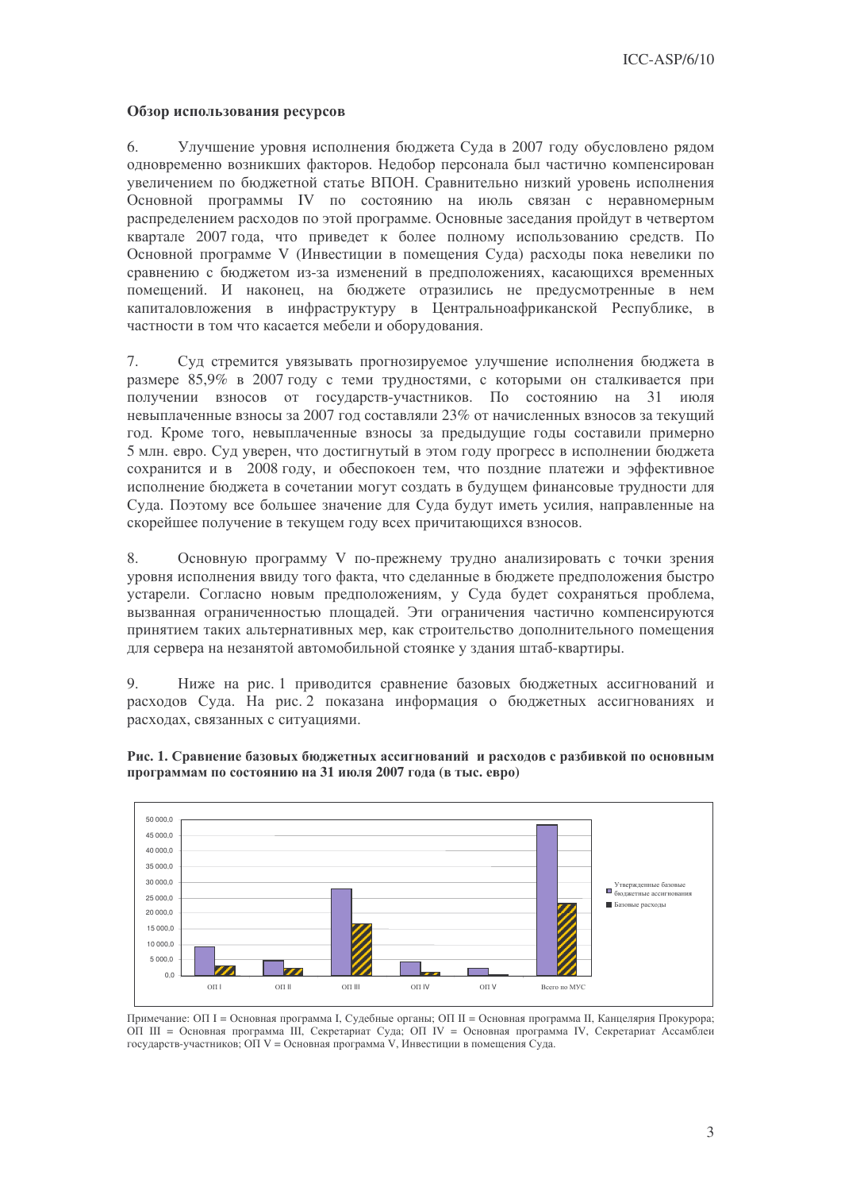**Обзор использования ресурсов**

6. Улучшение уровня исполнения бюджета Суда в 2007 году обусловлено рядом одновременно возникших факторов. Недобор персонала был частично компенсирован увеличением по бюджетной статье ВПОН. Сравнительно низкий уровень исполнения Основной программы IV по состоянию на июль связан с неравномерным распределением расходов по этой программе. Основные заседания пройдут в четвертом квартале 2007 года, что приведет к более полному использованию средств. По Основной программе V (Инвестиции в помещения Суда) расходы пока невелики по сравнению с бюджетом из-за изменений в предположениях, касающихся временных помещений. И наконец, на бюджете отразились не предусмотренные в нем капиталовложения в инфраструктуру в Центральноафриканской Республике, в частности в том что касается мебели и оборудования.

7. Суд стремится увязывать прогнозируемое улучшение исполнения бюджета в размере 85,9% в 2007 году с теми трудностями, с которыми он сталкивается при получении взносов от государств-участников. По состоянию на 31 июля невыплаченные взносы за 2007 год составляли 23% от начисленных взносов за текущий год. Кроме того, невыплаченные взносы за предыдущие годы составили примерно 5 млн. евро. Суд уверен, что достигнутый в этом году прогресс в исполнении бюджета сохранится и в 2008 году, и обеспокоен тем, что поздние платежи и эффективное исполнение бюджета в сочетании могут создать в будущем финансовые трудности для Суда. Поэтому все большее значение для Суда будут иметь усилия, направленные на скорейшее получение в текущем году всех причитающихся взносов.

8. Основную программу V по-прежнему трудно анализировать с точки зрения уровня исполнения ввиду того факта, что сделанные в бюджете предположения быстро устарели. Согласно новым предположениям, у Суда будет сохраняться проблема, вызванная ограниченностью площадей. Эти ограничения частично компенсируются принятием таких альтернативных мер, как строительство дополнительного помещения для сервера на незанятой автомобильной стоянке у здания штаб-квартиры.

9. Ниже на рис. 1 приводится сравнение базовых бюджетных ассигнований и расходов Суда. На рис. 2 показана информация о бюджетных ассигнованиях и расходах, связанных с ситуациями.

**Рис. 1. Сравнение базовых бюджетных ассигнований и расходов с разбивкой по основным программам по состоянию на 31 июля 2007 года (в тыс. евро)**

Примечание: ОП I = Основная программа I, Судебные органы; ОП II = Основная программа II, Канцелярия Прокурора; ОП III = Основная программа III, Секретариат Суда; ОП IV = Основная программа IV, Секретариат Ассамблеи государств-участников; ОП V = Основная программа V, Инвестиции в помещения Суда.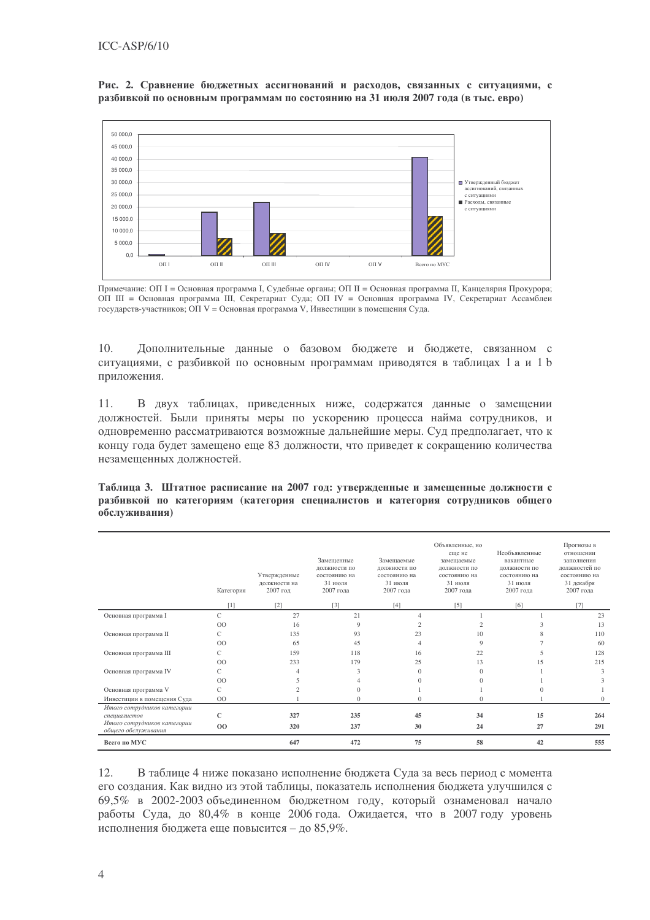**Рис. 2. Сравнение бюджетных ассигнований и расходов, связанных с ситуациями, с разбивкой по основным программам по состоянию на 31 июля 2007 года (в тыс. евро)**

Примечание: ОП I = Основная программа I, Судебные органы; ОП II = Основная программа II, Канцелярия Прокурора; ОП III = Основная программа III, Секретариат Суда; ОП IV = Основная программа IV, Секретариат Ассамблеи государств-участников; ОП V = Основная программа V, Инвестиции в помещения Суда.

10. Дополнительные данные о базовом бюджете и бюджете, связанном с ситуациями, с разбивкой по основным программам приводятся в таблицах 1 а и 1 b приложения.

11. В двух таблицах, приведенных ниже, содержатся данные о замещении должностей. Были приняты меры по ускорению процесса найма сотрудников, и одновременно рассматриваются возможные дальнейшие меры. Суд предполагает, что к концу года будет замещено еще 83 должности, что приведет к сокращению количества незамещенных должностей.

**Таблица 3. Штатное расписание на 2007 год: утвержденные и замещенные должности с разбивкой по категориям (категория специалистов и категория сотрудников общего обслуживания)**

| | Категория | Утвержденные должности на 2007 год | Замещенные должности по состоянию на 31 июля 2007 года | Замещаемые должности по состоянию на 31 июля 2007 года | Объявленные, но еще не замещаемые должности по состоянию на 31 июля 2007 года | Необъявленные вакантные должности по состоянию на 31 июля 2007 года | Прогнозы в отношении заполнения должностей по состоянию на 31 декабря 2007 года |
|---|---|---|---|---|---|---|---|
| | [1] | [2] | [3] | [4] | [5] | [6] | [7] |
| Основная программа I | С | 27 | 21 | 4 | 1 | 1 | 23 |
| | ОО | 16 | 9 | 2 | 2 | 3 | 13 |
| Основная программа II | С | 135 | 93 | 23 | 10 | 8 | 110 |
| | ОО | 65 | 45 | 4 | 9 | 7 | 60 |
| Основная программа III | С | 159 | 118 | 16 | 22 | 5 | 128 |
| | ОО | 233 | 179 | 25 | 13 | 15 | 215 |
| Основная программа IV | С | 4 | 3 | 0 | 0 | 1 | 3 |
| | ОО | 5 | 4 | 0 | 0 | 1 | 3 |
| Основная программа V | С | 2 | 0 | 0 | 1 | 0 | 1 |
| Инвестиции в помещения Суда | ОО | 1 | 0 | 0 | 0 | 1 | 0 |
| *Итого сотрудников категории специалистов* | **С** | **327** | **235** | **45** | **34** | **15** | **264** |
| *Итого сотрудников категории общего обслуживания* | **ОО** | **320** | **237** | **30** | **24** | **27** | **291** |
| **Всего по МУС** | | **647** | **472** | **75** | **58** | **42** | **555** |

12. В таблице 4 ниже показано исполнение бюджета Суда за весь период с момента его создания. Как видно из этой таблицы, показатель исполнения бюджета улучшился с 69,5% в 2002-2003 объединенном бюджетном году, который ознаменовал начало работы Суда, до 80,4% в конце 2006 года. Ожидается, что в 2007 году уровень исполнения бюджета еще повысится – до 85,9%.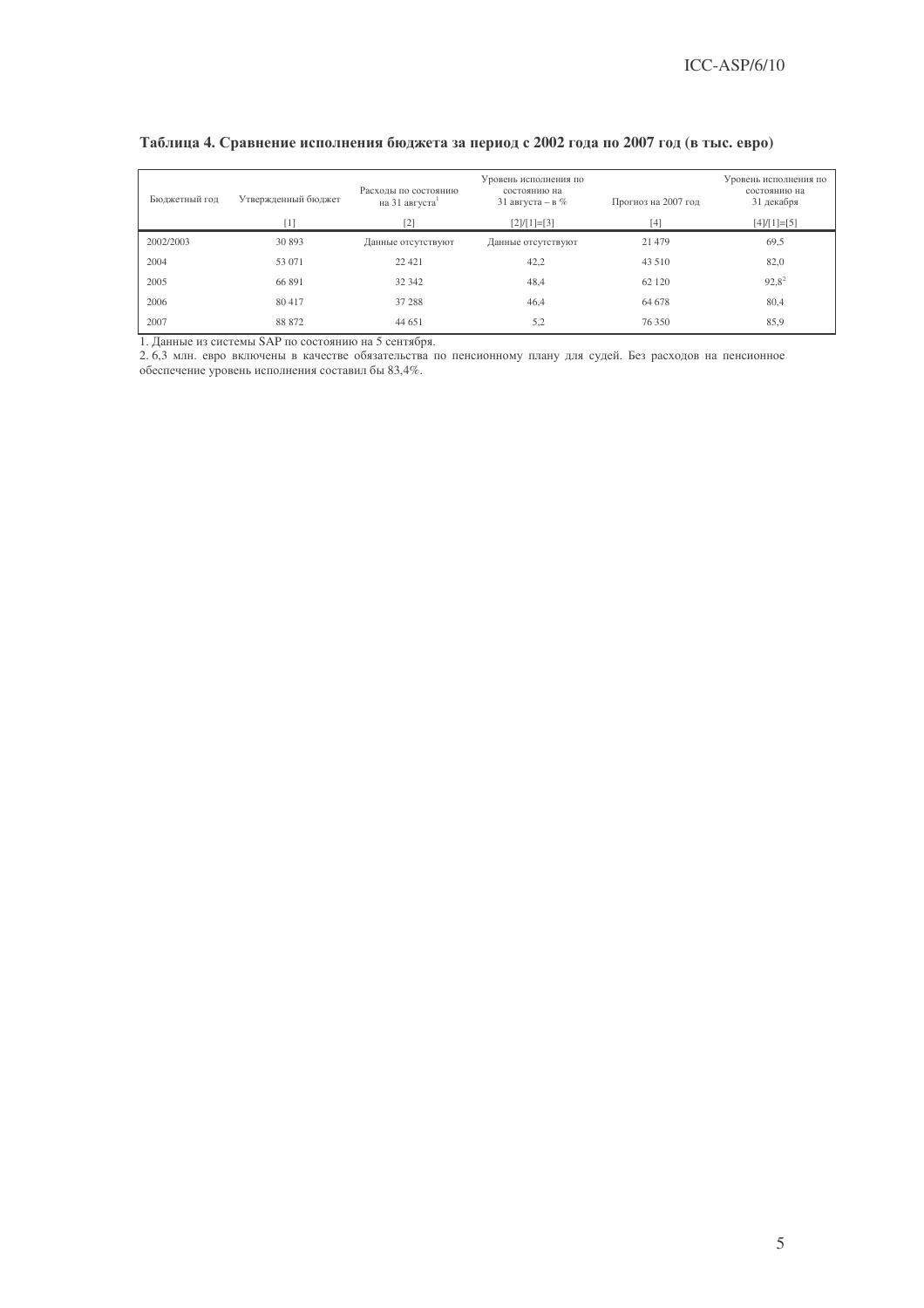### Таблица 4. Сравнение исполнения бюджета за период с 2002 года по 2007 год (в тыс. евро)

| Бюджетный год | Утвержденный бюджет | Расходы по состоянию на 31 августа[1] | Уровень исполнения по состоянию на 31 августа – в % | Прогноз на 2007 год | Уровень исполнения по состоянию на 31 декабря |
|---|---|---|---|---|---|
| | [1] | [2] | [2]/[1]=[3] | [4] | [4]/[1]=[5] |
| 2002/2003 | 30 893 | Данные отсутствуют | Данные отсутствуют | 21 479 | 69,5 |
| 2004 | 53 071 | 22 421 | 42,2 | 43 510 | 82,0 |
| 2005 | 66 891 | 32 342 | 48,4 | 62 120 | 92,8[2] |
| 2006 | 80 417 | 37 288 | 46,4 | 64 678 | 80,4 |
| 2007 | 88 872 | 44 651 | 5,2 | 76 350 | 85,9 |

1. Данные из системы SAP по состоянию на 5 сентября.
2. 6,3 млн. евро включены в качестве обязательства по пенсионному плану для судей. Без расходов на пенсионное обеспечение уровень исполнения составил бы 83,4%.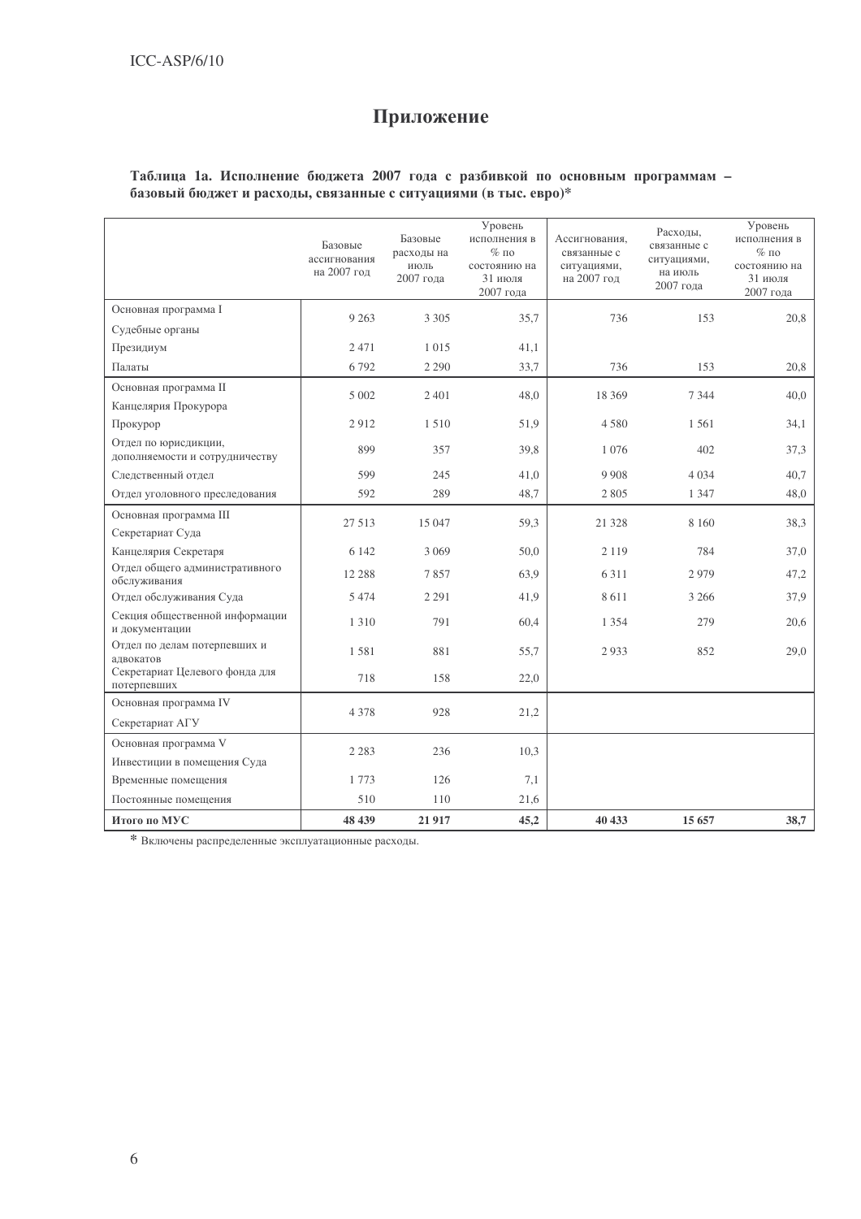# Приложение

**Таблица 1а. Исполнение бюджета 2007 года с разбивкой по основным программам – базовый бюджет и расходы, связанные с ситуациями (в тыс. евро)***

| | Базовые ассигнования на 2007 год | Базовые расходы на июль 2007 года | Уровень исполнения в % по состоянию на 31 июля 2007 года | Ассигнования, связанные с ситуациями, на 2007 год | Расходы, связанные с ситуациями, на июль 2007 года | Уровень исполнения в % по состоянию на 31 июля 2007 года |
|---|---|---|---|---|---|---|
| Основная программа I<br>Судебные органы | 9 263 | 3 305 | 35,7 | 736 | 153 | 20,8 |
| Президиум | 2 471 | 1 015 | 41,1 | | | |
| Палаты | 6 792 | 2 290 | 33,7 | 736 | 153 | 20,8 |
| Основная программа II<br>Канцелярия Прокурора | 5 002 | 2 401 | 48,0 | 18 369 | 7 344 | 40,0 |
| Прокурор | 2 912 | 1 510 | 51,9 | 4 580 | 1 561 | 34,1 |
| Отдел по юрисдикции, дополняемости и сотрудничеству | 899 | 357 | 39,8 | 1 076 | 402 | 37,3 |
| Следственный отдел | 599 | 245 | 41,0 | 9 908 | 4 034 | 40,7 |
| Отдел уголовного преследования | 592 | 289 | 48,7 | 2 805 | 1 347 | 48,0 |
| Основная программа III<br>Секретариат Суда | 27 513 | 15 047 | 59,3 | 21 328 | 8 160 | 38,3 |
| Канцелярия Секретаря | 6 142 | 3 069 | 50,0 | 2 119 | 784 | 37,0 |
| Отдел общего административного обслуживания | 12 288 | 7 857 | 63,9 | 6 311 | 2 979 | 47,2 |
| Отдел обслуживания Суда | 5 474 | 2 291 | 41,9 | 8 611 | 3 266 | 37,9 |
| Секция общественной информации и документации | 1 310 | 791 | 60,4 | 1 354 | 279 | 20,6 |
| Отдел по делам потерпевших и адвокатов | 1 581 | 881 | 55,7 | 2 933 | 852 | 29,0 |
| Секретариат Целевого фонда для потерпевших | 718 | 158 | 22,0 | | | |
| Основная программа IV<br>Секретариат АГУ | 4 378 | 928 | 21,2 | | | |
| Основная программа V<br>Инвестиции в помещения Суда | 2 283 | 236 | 10,3 | | | |
| Временные помещения | 1 773 | 126 | 7,1 | | | |
| Постоянные помещения | 510 | 110 | 21,6 | | | |
| **Итого по МУС** | **48 439** | **21 917** | **45,2** | **40 433** | **15 657** | **38,7** |

* Включены распределенные эксплуатационные расходы.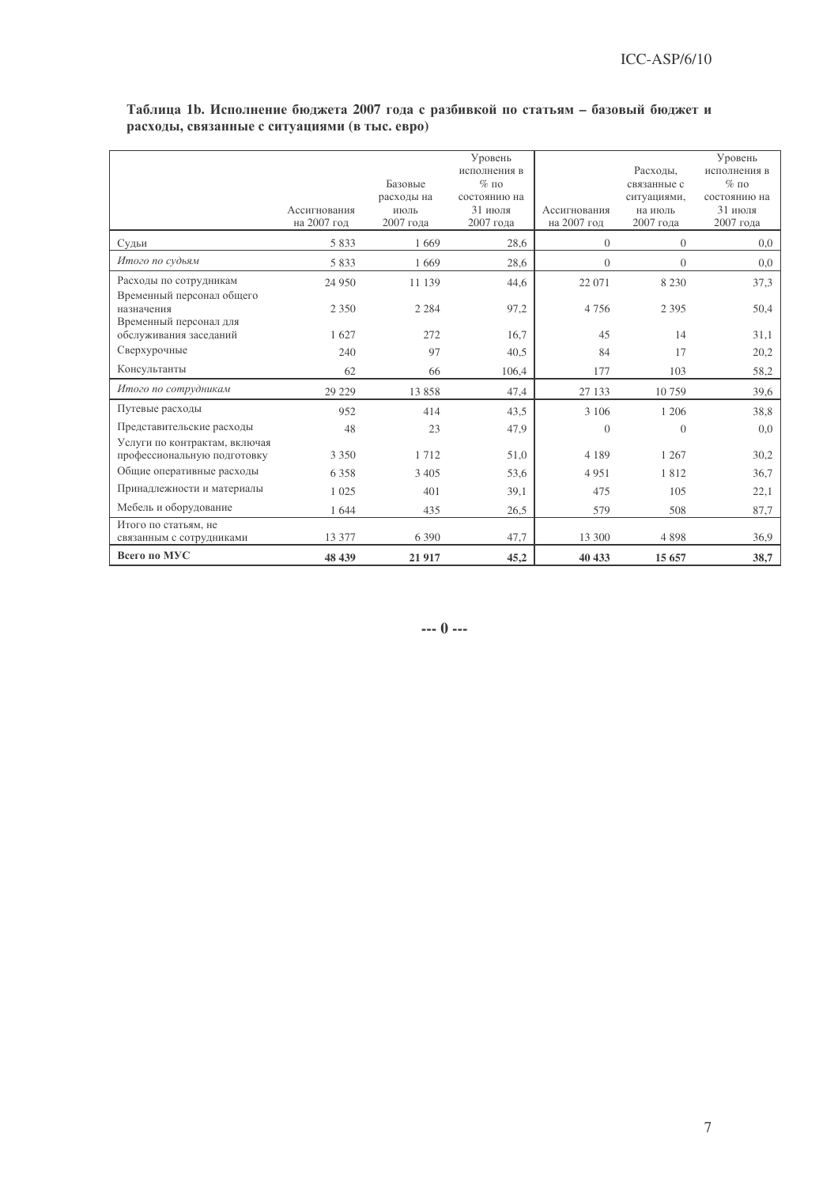**Таблица 1b. Исполнение бюджета 2007 года с разбивкой по статьям – базовый бюджет и расходы, связанные с ситуациями (в тыс. евро)**

| | Ассигнования на 2007 год | Базовые расходы на июль 2007 года | Уровень исполнения в % по состоянию на 31 июля 2007 года | Ассигнования на 2007 год | Расходы, связанные с ситуациями, на июль 2007 года | Уровень исполнения в % по состоянию на 31 июля 2007 года |
|---|---|---|---|---|---|---|
| Судьи | 5 833 | 1 669 | 28,6 | 0 | 0 | 0,0 |
| *Итого по судьям* | 5 833 | 1 669 | 28,6 | 0 | 0 | 0,0 |
| Расходы по сотрудникам | 24 950 | 11 139 | 44,6 | 22 071 | 8 230 | 37,3 |
| Временный персонал общего назначения | 2 350 | 2 284 | 97,2 | 4 756 | 2 395 | 50,4 |
| Временный персонал для обслуживания заседаний | 1 627 | 272 | 16,7 | 45 | 14 | 31,1 |
| Сверхурочные | 240 | 97 | 40,5 | 84 | 17 | 20,2 |
| Консультанты | 62 | 66 | 106,4 | 177 | 103 | 58,2 |
| *Итого по сотрудникам* | 29 229 | 13 858 | 47,4 | 27 133 | 10 759 | 39,6 |
| Путевые расходы | 952 | 414 | 43,5 | 3 106 | 1 206 | 38,8 |
| Представительские расходы | 48 | 23 | 47,9 | 0 | 0 | 0,0 |
| Услуги по контрактам, включая профессиональную подготовку | 3 350 | 1 712 | 51,0 | 4 189 | 1 267 | 30,2 |
| Общие оперативные расходы | 6 358 | 3 405 | 53,6 | 4 951 | 1 812 | 36,7 |
| Принадлежности и материалы | 1 025 | 401 | 39,1 | 475 | 105 | 22,1 |
| Мебель и оборудование | 1 644 | 435 | 26,5 | 579 | 508 | 87,7 |
| Итого по статьям, не связанным с сотрудниками | 13 377 | 6 390 | 47,7 | 13 300 | 4 898 | 36,9 |
| **Всего по МУС** | **48 439** | **21 917** | **45,2** | **40 433** | **15 657** | **38,7** |

**--- 0 ---**